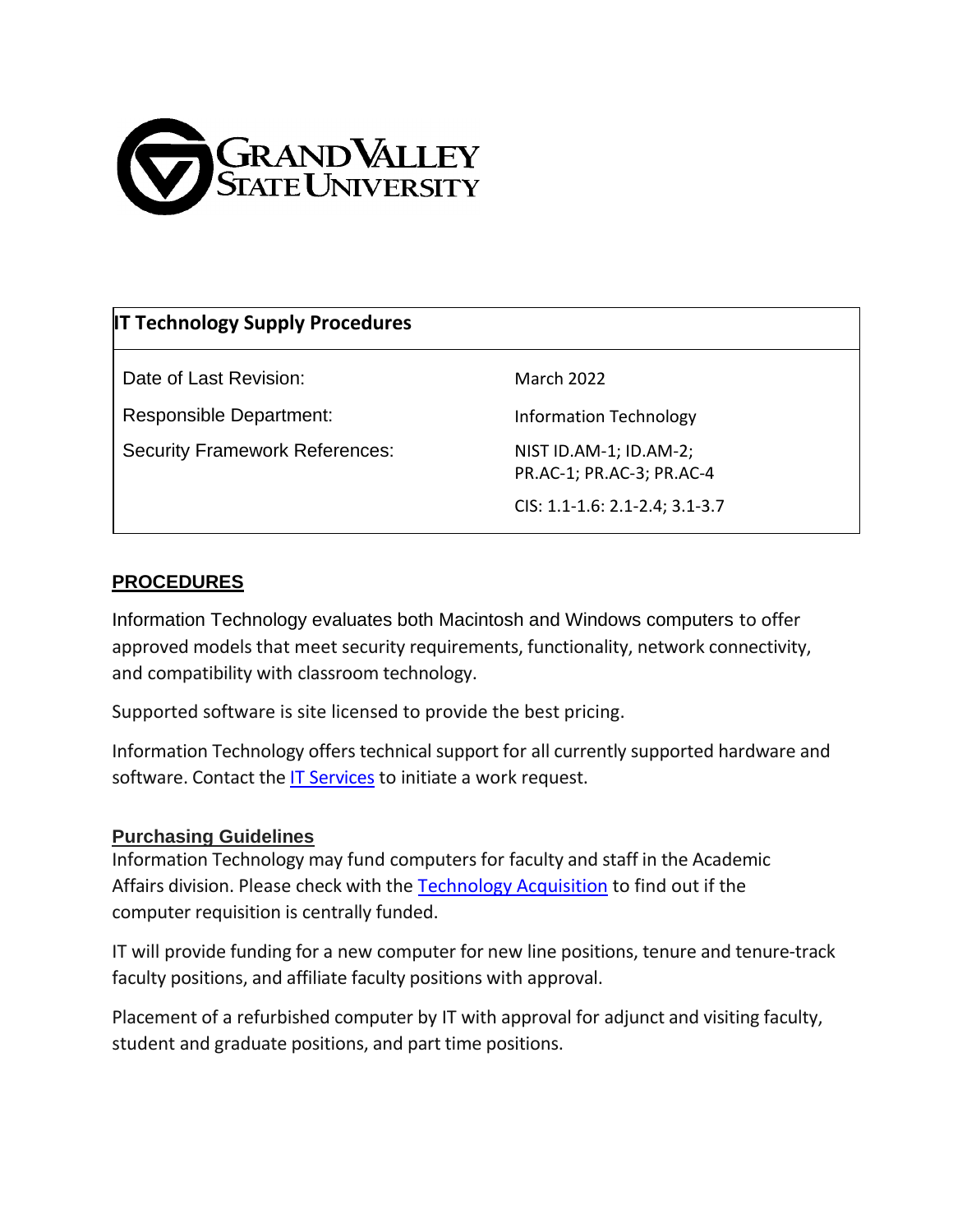GRAND VALLEY STATE UNIVERSITY

| IT Technology Supply Procedures | |
|---|---|
| Date of Last Revision: | March 2022 |
| Responsible Department: | Information Technology |
| Security Framework References: | NIST ID.AM-1; ID.AM-2; PR.AC-1; PR.AC-3; PR.AC-4 |
| | CIS: 1.1-1.6: 2.1-2.4; 3.1-3.7 |

## PROCEDURES

Information Technology evaluates both Macintosh and Windows computers to offer approved models that meet security requirements, functionality, network connectivity, and compatibility with classroom technology.

Supported software is site licensed to provide the best pricing.

Information Technology offers technical support for all currently supported hardware and software. Contact the [IT Services](#) to initiate a work request.

### Purchasing Guidelines

Information Technology may fund computers for faculty and staff in the Academic Affairs division. Please check with the [Technology Acquisition](#) to find out if the computer requisition is centrally funded.

IT will provide funding for a new computer for new line positions, tenure and tenure-track faculty positions, and affiliate faculty positions with approval.

Placement of a refurbished computer by IT with approval for adjunct and visiting faculty, student and graduate positions, and part time positions.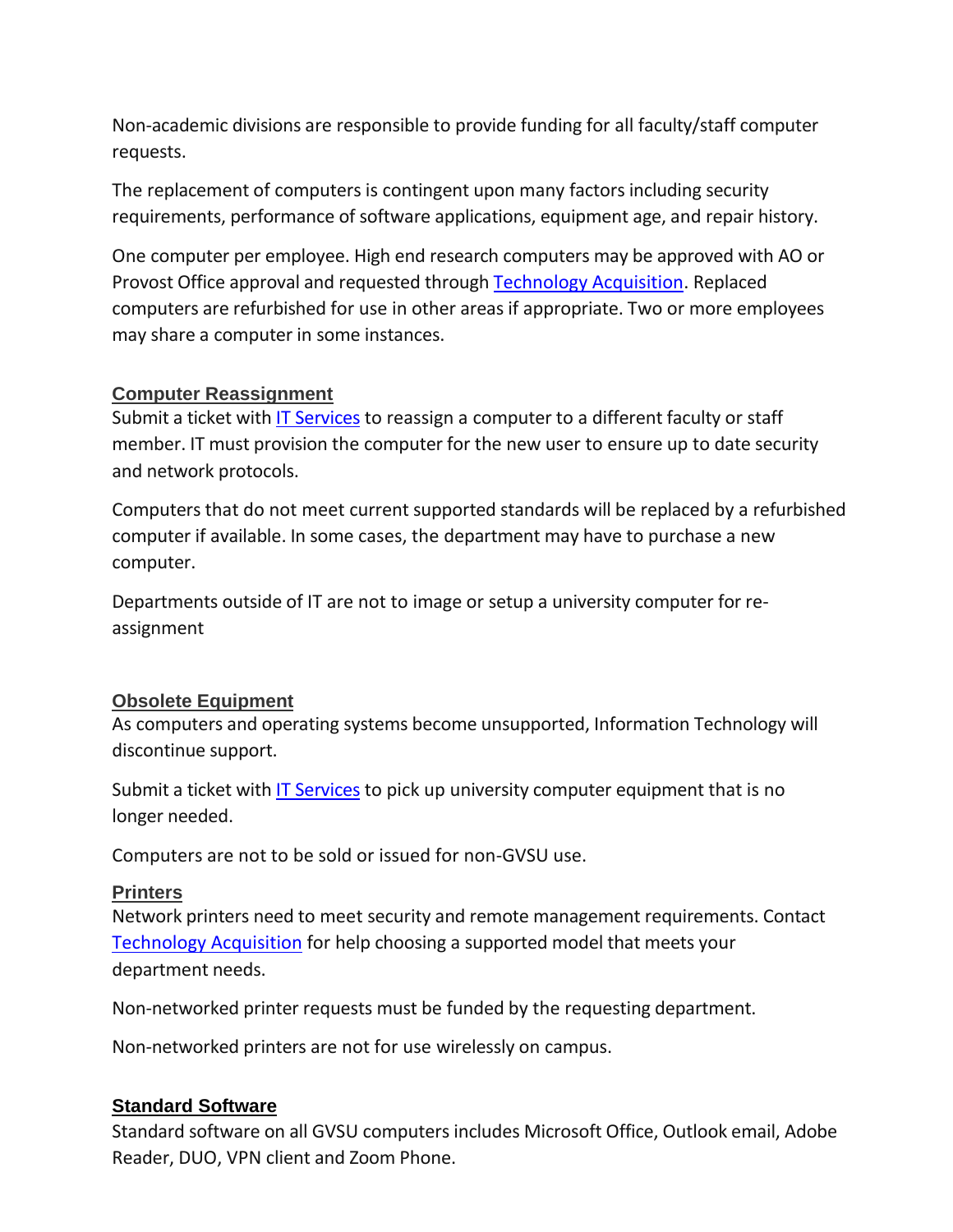Non-academic divisions are responsible to provide funding for all faculty/staff computer requests.

The replacement of computers is contingent upon many factors including security requirements, performance of software applications, equipment age, and repair history.

One computer per employee. High end research computers may be approved with AO or Provost Office approval and requested through Technology Acquisition. Replaced computers are refurbished for use in other areas if appropriate. Two or more employees may share a computer in some instances.

## Computer Reassignment

Submit a ticket with IT Services to reassign a computer to a different faculty or staff member. IT must provision the computer for the new user to ensure up to date security and network protocols.

Computers that do not meet current supported standards will be replaced by a refurbished computer if available. In some cases, the department may have to purchase a new computer.

Departments outside of IT are not to image or setup a university computer for re-assignment

## Obsolete Equipment

As computers and operating systems become unsupported, Information Technology will discontinue support.

Submit a ticket with IT Services to pick up university computer equipment that is no longer needed.

Computers are not to be sold or issued for non-GVSU use.

## Printers

Network printers need to meet security and remote management requirements. Contact Technology Acquisition for help choosing a supported model that meets your department needs.

Non-networked printer requests must be funded by the requesting department.

Non-networked printers are not for use wirelessly on campus.

## Standard Software

Standard software on all GVSU computers includes Microsoft Office, Outlook email, Adobe Reader, DUO, VPN client and Zoom Phone.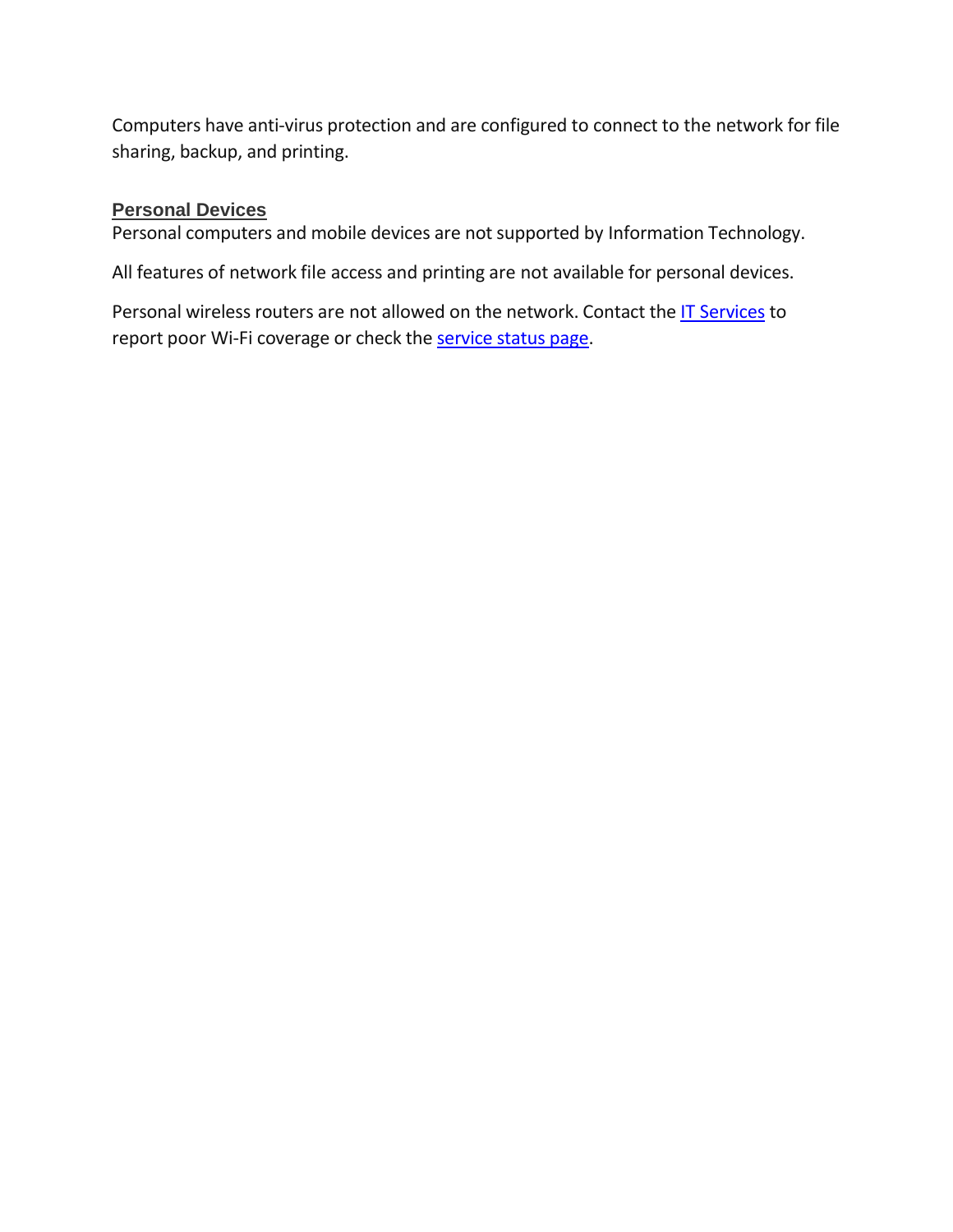Computers have anti-virus protection and are configured to connect to the network for file sharing, backup, and printing.

## Personal Devices

Personal computers and mobile devices are not supported by Information Technology.

All features of network file access and printing are not available for personal devices.

Personal wireless routers are not allowed on the network. Contact the IT Services to report poor Wi-Fi coverage or check the service status page.